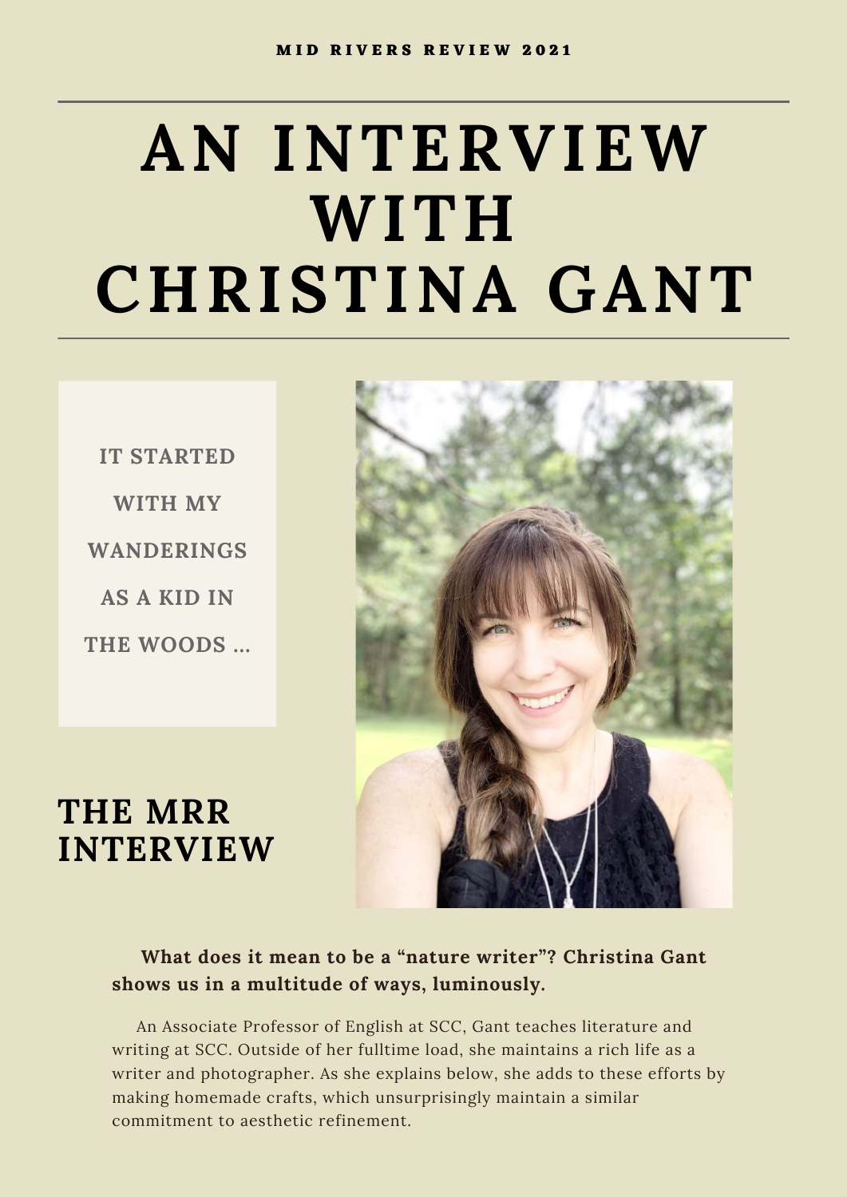MID RIVERS REVIEW 2021

# AN INTERVIEW WITH CHRISTINA GANT

IT STARTED WITH MY WANDERINGS AS A KID IN THE WOODS ...

## THE MRR INTERVIEW

**What does it mean to be a "nature writer"? Christina Gant shows us in a multitude of ways, luminously.**

An Associate Professor of English at SCC, Gant teaches literature and writing at SCC. Outside of her fulltime load, she maintains a rich life as a writer and photographer. As she explains below, she adds to these efforts by making homemade crafts, which unsurprisingly maintain a similar commitment to aesthetic refinement.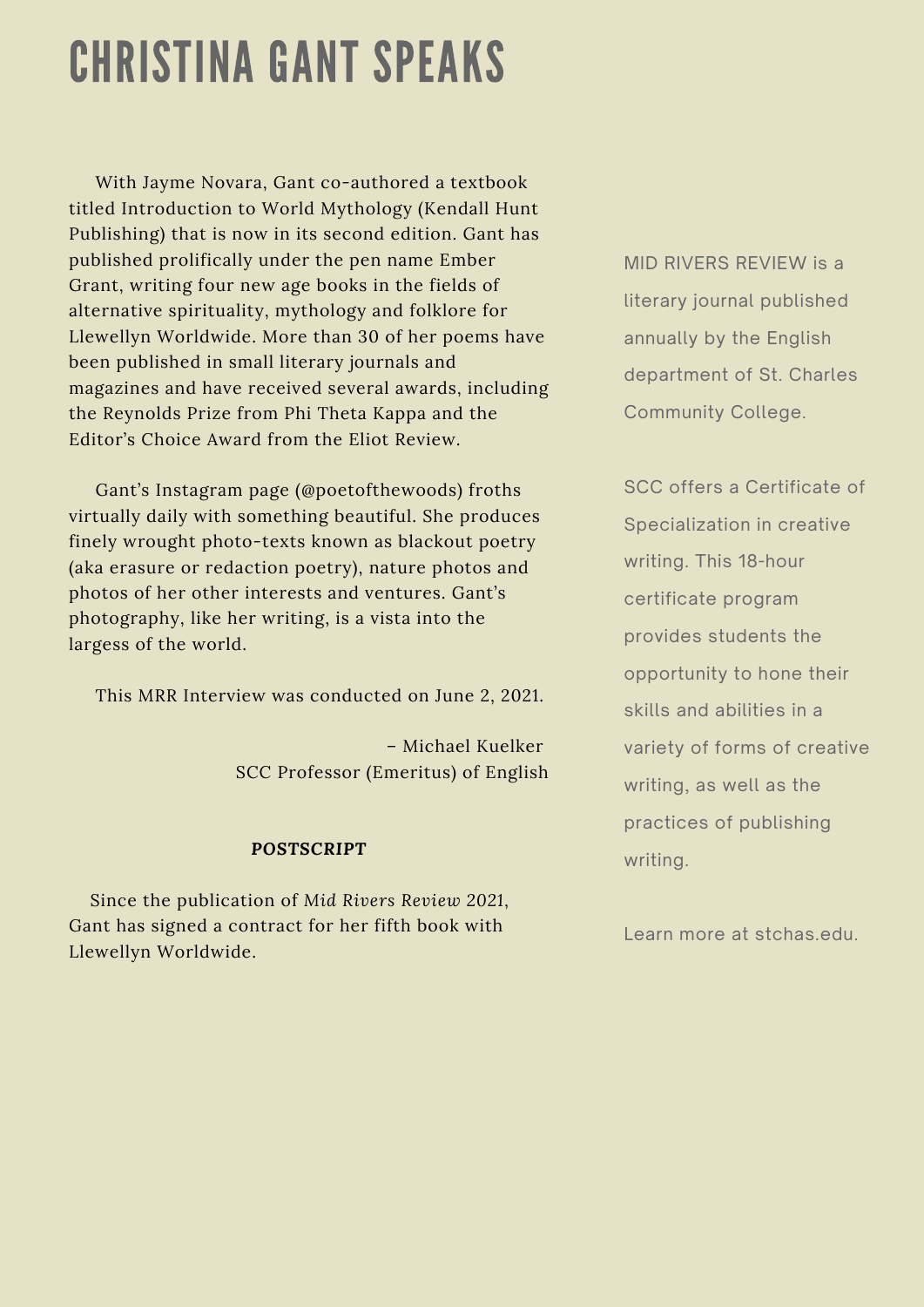# CHRISTINA GANT SPEAKS

With Jayme Novara, Gant co-authored a textbook titled Introduction to World Mythology (Kendall Hunt Publishing) that is now in its second edition. Gant has published prolifically under the pen name Ember Grant, writing four new age books in the fields of alternative spirituality, mythology and folklore for Llewellyn Worldwide. More than 30 of her poems have been published in small literary journals and magazines and have received several awards, including the Reynolds Prize from Phi Theta Kappa and the Editor's Choice Award from the Eliot Review.

Gant's Instagram page (@poetofthewoods) froths virtually daily with something beautiful. She produces finely wrought photo-texts known as blackout poetry (aka erasure or redaction poetry), nature photos and photos of her other interests and ventures. Gant's photography, like her writing, is a vista into the largess of the world.

This MRR Interview was conducted on June 2, 2021.

– Michael Kuelker
SCC Professor (Emeritus) of English

**POSTSCRIPT**

Since the publication of *Mid Rivers Review 2021*, Gant has signed a contract for her fifth book with Llewellyn Worldwide.

MID RIVERS REVIEW is a literary journal published annually by the English department of St. Charles Community College.

SCC offers a Certificate of Specialization in creative writing. This 18-hour certificate program provides students the opportunity to hone their skills and abilities in a variety of forms of creative writing, as well as the practices of publishing writing.

Learn more at stchas.edu.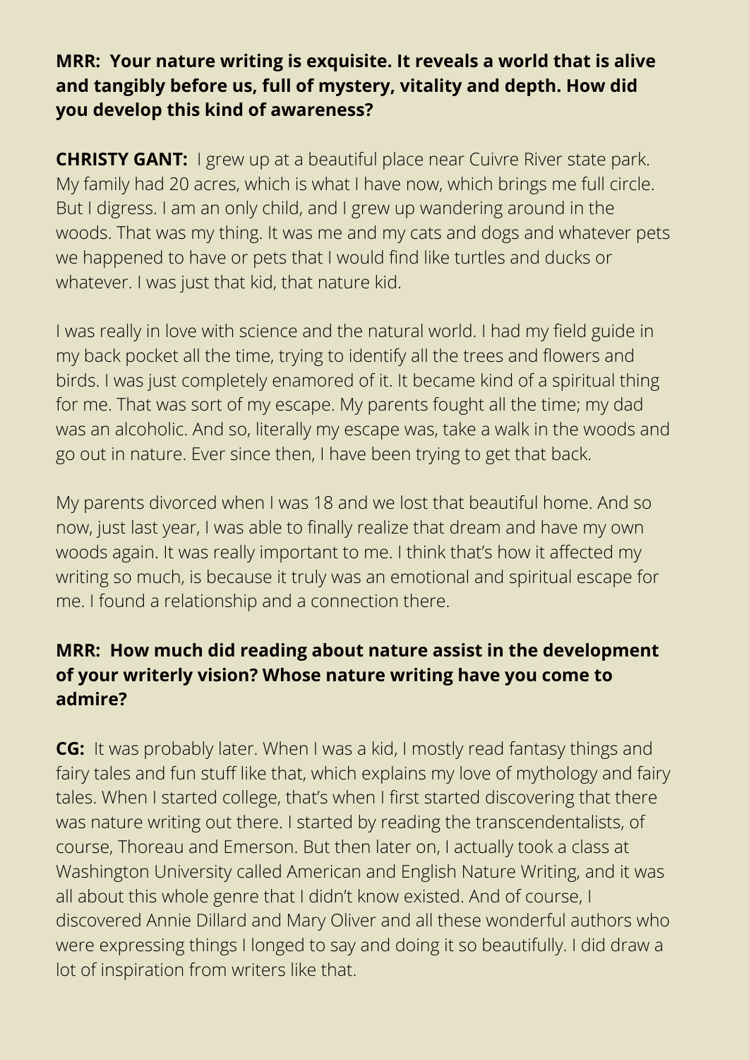**MRR: Your nature writing is exquisite. It reveals a world that is alive and tangibly before us, full of mystery, vitality and depth. How did you develop this kind of awareness?**

**CHRISTY GANT:** I grew up at a beautiful place near Cuivre River state park. My family had 20 acres, which is what I have now, which brings me full circle. But I digress. I am an only child, and I grew up wandering around in the woods. That was my thing. It was me and my cats and dogs and whatever pets we happened to have or pets that I would find like turtles and ducks or whatever. I was just that kid, that nature kid.

I was really in love with science and the natural world. I had my field guide in my back pocket all the time, trying to identify all the trees and flowers and birds. I was just completely enamored of it. It became kind of a spiritual thing for me. That was sort of my escape. My parents fought all the time; my dad was an alcoholic. And so, literally my escape was, take a walk in the woods and go out in nature. Ever since then, I have been trying to get that back.

My parents divorced when I was 18 and we lost that beautiful home. And so now, just last year, I was able to finally realize that dream and have my own woods again. It was really important to me. I think that's how it affected my writing so much, is because it truly was an emotional and spiritual escape for me. I found a relationship and a connection there.

**MRR: How much did reading about nature assist in the development of your writerly vision? Whose nature writing have you come to admire?**

**CG:** It was probably later. When I was a kid, I mostly read fantasy things and fairy tales and fun stuff like that, which explains my love of mythology and fairy tales. When I started college, that's when I first started discovering that there was nature writing out there. I started by reading the transcendentalists, of course, Thoreau and Emerson. But then later on, I actually took a class at Washington University called American and English Nature Writing, and it was all about this whole genre that I didn't know existed. And of course, I discovered Annie Dillard and Mary Oliver and all these wonderful authors who were expressing things I longed to say and doing it so beautifully. I did draw a lot of inspiration from writers like that.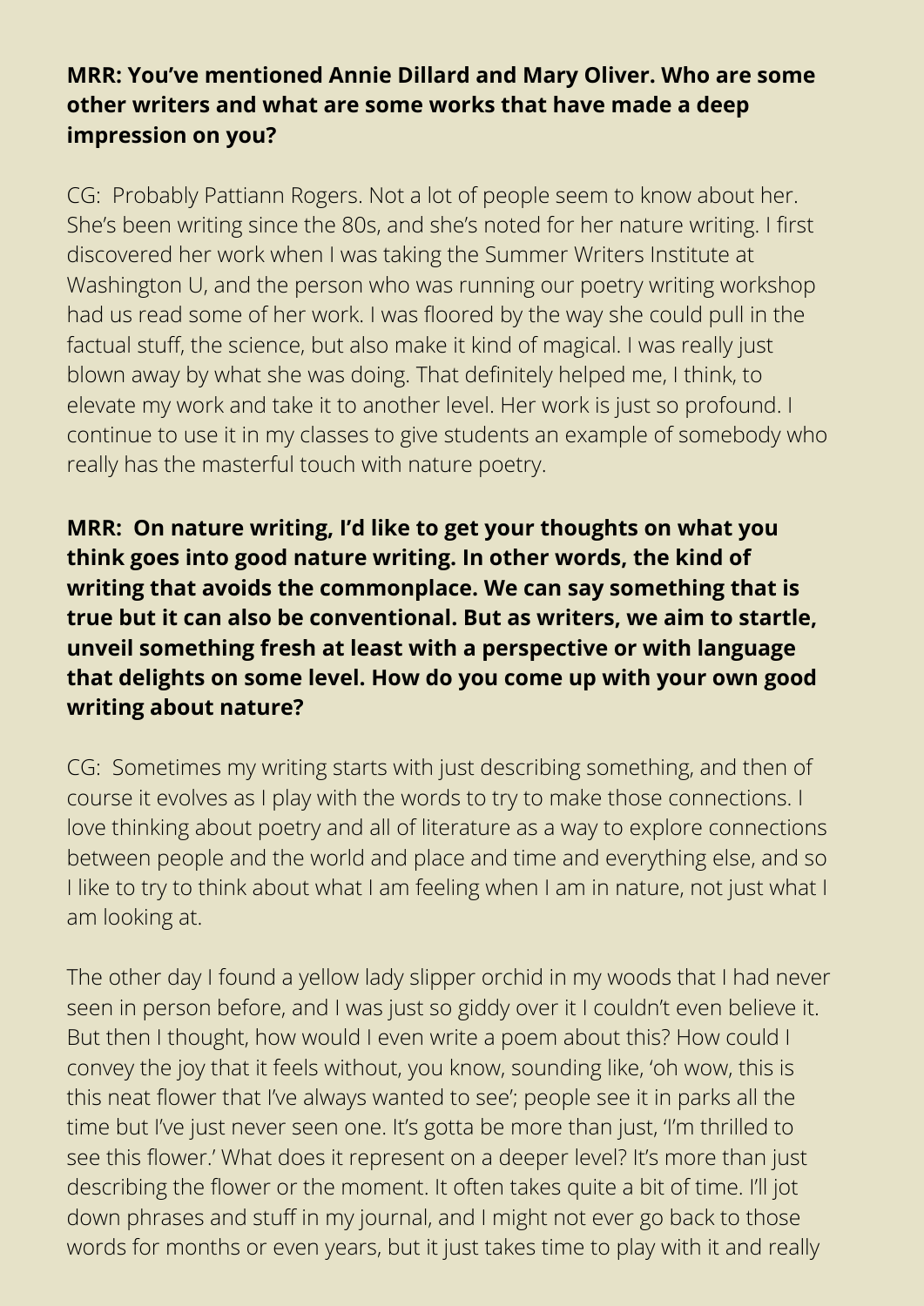**MRR: You've mentioned Annie Dillard and Mary Oliver. Who are some other writers and what are some works that have made a deep impression on you?**

CG: Probably Pattiann Rogers. Not a lot of people seem to know about her. She's been writing since the 80s, and she's noted for her nature writing. I first discovered her work when I was taking the Summer Writers Institute at Washington U, and the person who was running our poetry writing workshop had us read some of her work. I was floored by the way she could pull in the factual stuff, the science, but also make it kind of magical. I was really just blown away by what she was doing. That definitely helped me, I think, to elevate my work and take it to another level. Her work is just so profound. I continue to use it in my classes to give students an example of somebody who really has the masterful touch with nature poetry.

**MRR: On nature writing, I'd like to get your thoughts on what you think goes into good nature writing. In other words, the kind of writing that avoids the commonplace. We can say something that is true but it can also be conventional. But as writers, we aim to startle, unveil something fresh at least with a perspective or with language that delights on some level. How do you come up with your own good writing about nature?**

CG: Sometimes my writing starts with just describing something, and then of course it evolves as I play with the words to try to make those connections. I love thinking about poetry and all of literature as a way to explore connections between people and the world and place and time and everything else, and so I like to try to think about what I am feeling when I am in nature, not just what I am looking at.

The other day I found a yellow lady slipper orchid in my woods that I had never seen in person before, and I was just so giddy over it I couldn't even believe it. But then I thought, how would I even write a poem about this? How could I convey the joy that it feels without, you know, sounding like, 'oh wow, this is this neat flower that I've always wanted to see'; people see it in parks all the time but I've just never seen one. It's gotta be more than just, 'I'm thrilled to see this flower.' What does it represent on a deeper level? It's more than just describing the flower or the moment. It often takes quite a bit of time. I'll jot down phrases and stuff in my journal, and I might not ever go back to those words for months or even years, but it just takes time to play with it and really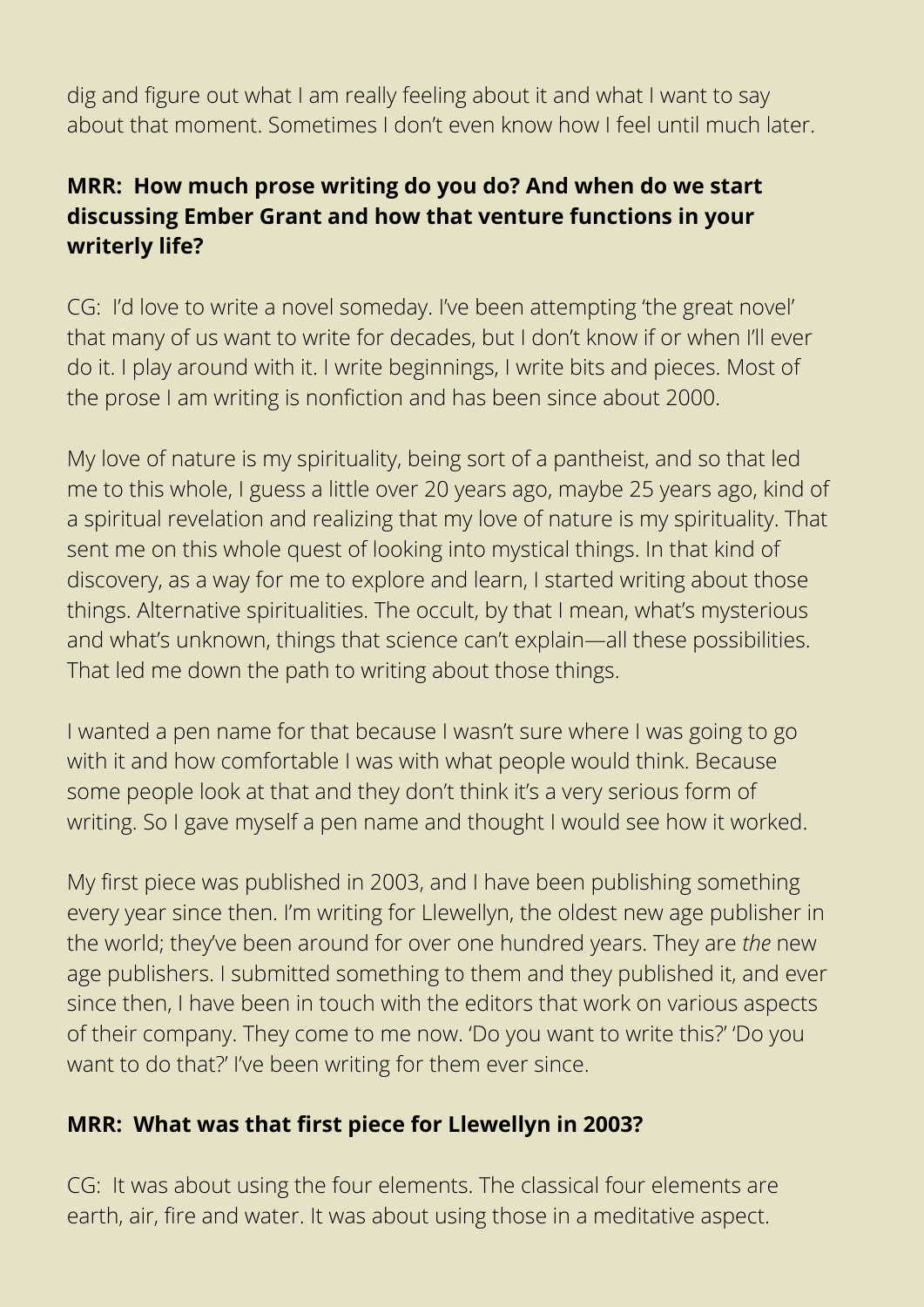dig and figure out what I am really feeling about it and what I want to say about that moment. Sometimes I don't even know how I feel until much later.

**MRR: How much prose writing do you do? And when do we start discussing Ember Grant and how that venture functions in your writerly life?**

CG: I'd love to write a novel someday. I've been attempting 'the great novel' that many of us want to write for decades, but I don't know if or when I'll ever do it. I play around with it. I write beginnings, I write bits and pieces. Most of the prose I am writing is nonfiction and has been since about 2000.

My love of nature is my spirituality, being sort of a pantheist, and so that led me to this whole, I guess a little over 20 years ago, maybe 25 years ago, kind of a spiritual revelation and realizing that my love of nature is my spirituality. That sent me on this whole quest of looking into mystical things. In that kind of discovery, as a way for me to explore and learn, I started writing about those things. Alternative spiritualities. The occult, by that I mean, what's mysterious and what's unknown, things that science can't explain—all these possibilities. That led me down the path to writing about those things.

I wanted a pen name for that because I wasn't sure where I was going to go with it and how comfortable I was with what people would think. Because some people look at that and they don't think it's a very serious form of writing. So I gave myself a pen name and thought I would see how it worked.

My first piece was published in 2003, and I have been publishing something every year since then. I'm writing for Llewellyn, the oldest new age publisher in the world; they've been around for over one hundred years. They are *the* new age publishers. I submitted something to them and they published it, and ever since then, I have been in touch with the editors that work on various aspects of their company. They come to me now. 'Do you want to write this?' 'Do you want to do that?' I've been writing for them ever since.

**MRR: What was that first piece for Llewellyn in 2003?**

CG: It was about using the four elements. The classical four elements are earth, air, fire and water. It was about using those in a meditative aspect.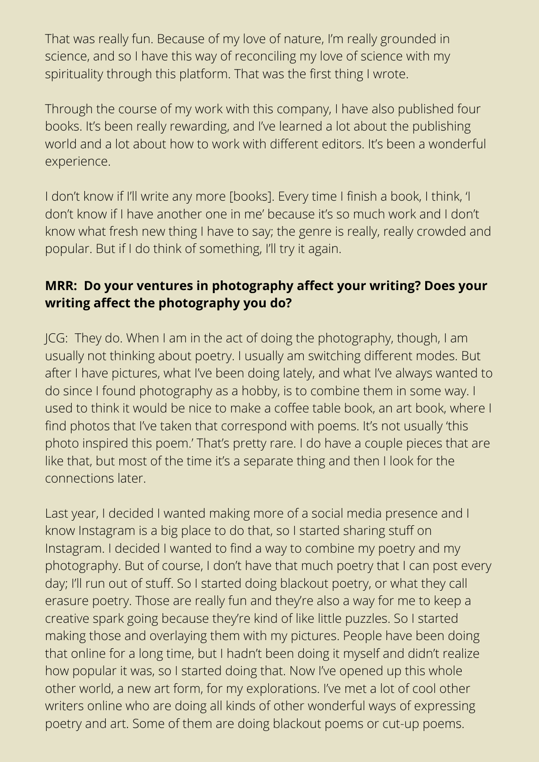That was really fun. Because of my love of nature, I'm really grounded in science, and so I have this way of reconciling my love of science with my spirituality through this platform. That was the first thing I wrote.

Through the course of my work with this company, I have also published four books. It's been really rewarding, and I've learned a lot about the publishing world and a lot about how to work with different editors. It's been a wonderful experience.

I don't know if I'll write any more [books]. Every time I finish a book, I think, 'I don't know if I have another one in me' because it's so much work and I don't know what fresh new thing I have to say; the genre is really, really crowded and popular. But if I do think of something, I'll try it again.

**MRR: Do your ventures in photography affect your writing? Does your writing affect the photography you do?**

JCG: They do. When I am in the act of doing the photography, though, I am usually not thinking about poetry. I usually am switching different modes. But after I have pictures, what I've been doing lately, and what I've always wanted to do since I found photography as a hobby, is to combine them in some way. I used to think it would be nice to make a coffee table book, an art book, where I find photos that I've taken that correspond with poems. It's not usually 'this photo inspired this poem.' That's pretty rare. I do have a couple pieces that are like that, but most of the time it's a separate thing and then I look for the connections later.

Last year, I decided I wanted making more of a social media presence and I know Instagram is a big place to do that, so I started sharing stuff on Instagram. I decided I wanted to find a way to combine my poetry and my photography. But of course, I don't have that much poetry that I can post every day; I'll run out of stuff. So I started doing blackout poetry, or what they call erasure poetry. Those are really fun and they're also a way for me to keep a creative spark going because they're kind of like little puzzles. So I started making those and overlaying them with my pictures. People have been doing that online for a long time, but I hadn't been doing it myself and didn't realize how popular it was, so I started doing that. Now I've opened up this whole other world, a new art form, for my explorations. I've met a lot of cool other writers online who are doing all kinds of other wonderful ways of expressing poetry and art. Some of them are doing blackout poems or cut-up poems.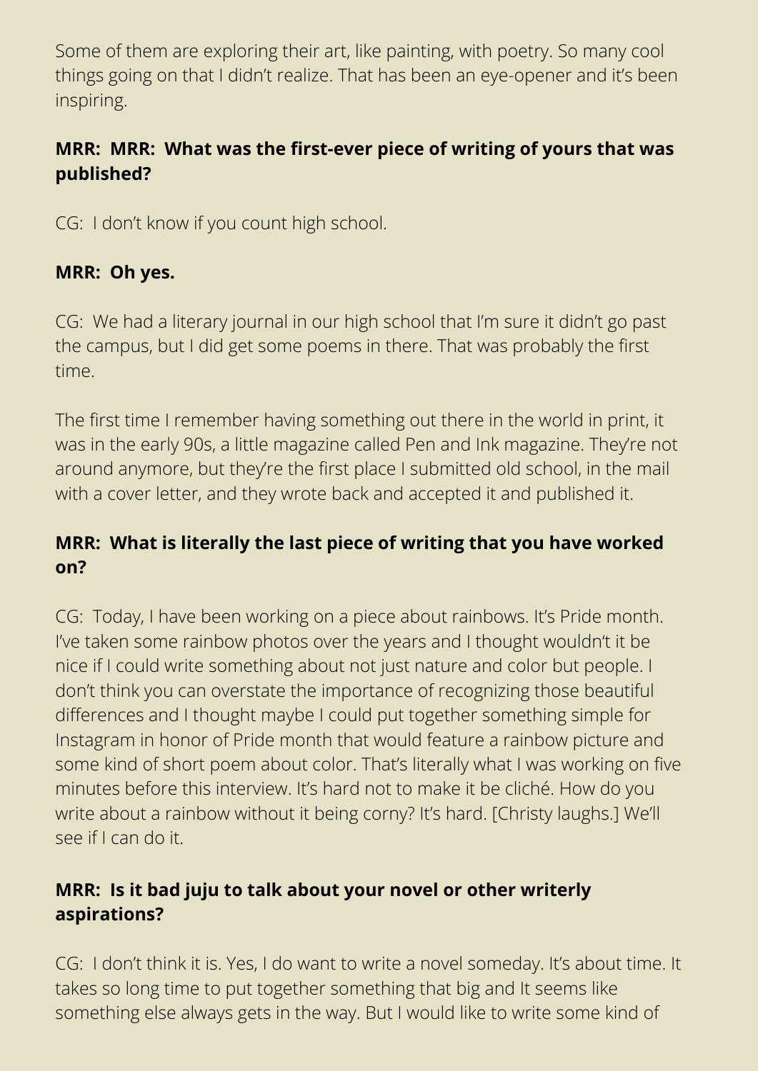Some of them are exploring their art, like painting, with poetry. So many cool things going on that I didn't realize. That has been an eye-opener and it's been inspiring.

**MRR: MRR: What was the first-ever piece of writing of yours that was published?**

CG: I don't know if you count high school.

**MRR: Oh yes.**

CG: We had a literary journal in our high school that I'm sure it didn't go past the campus, but I did get some poems in there. That was probably the first time.

The first time I remember having something out there in the world in print, it was in the early 90s, a little magazine called Pen and Ink magazine. They're not around anymore, but they're the first place I submitted old school, in the mail with a cover letter, and they wrote back and accepted it and published it.

**MRR: What is literally the last piece of writing that you have worked on?**

CG: Today, I have been working on a piece about rainbows. It's Pride month. I've taken some rainbow photos over the years and I thought wouldn't it be nice if I could write something about not just nature and color but people. I don't think you can overstate the importance of recognizing those beautiful differences and I thought maybe I could put together something simple for Instagram in honor of Pride month that would feature a rainbow picture and some kind of short poem about color. That's literally what I was working on five minutes before this interview. It's hard not to make it be cliché. How do you write about a rainbow without it being corny? It's hard. [Christy laughs.] We'll see if I can do it.

**MRR: Is it bad juju to talk about your novel or other writerly aspirations?**

CG: I don't think it is. Yes, I do want to write a novel someday. It's about time. It takes so long time to put together something that big and It seems like something else always gets in the way. But I would like to write some kind of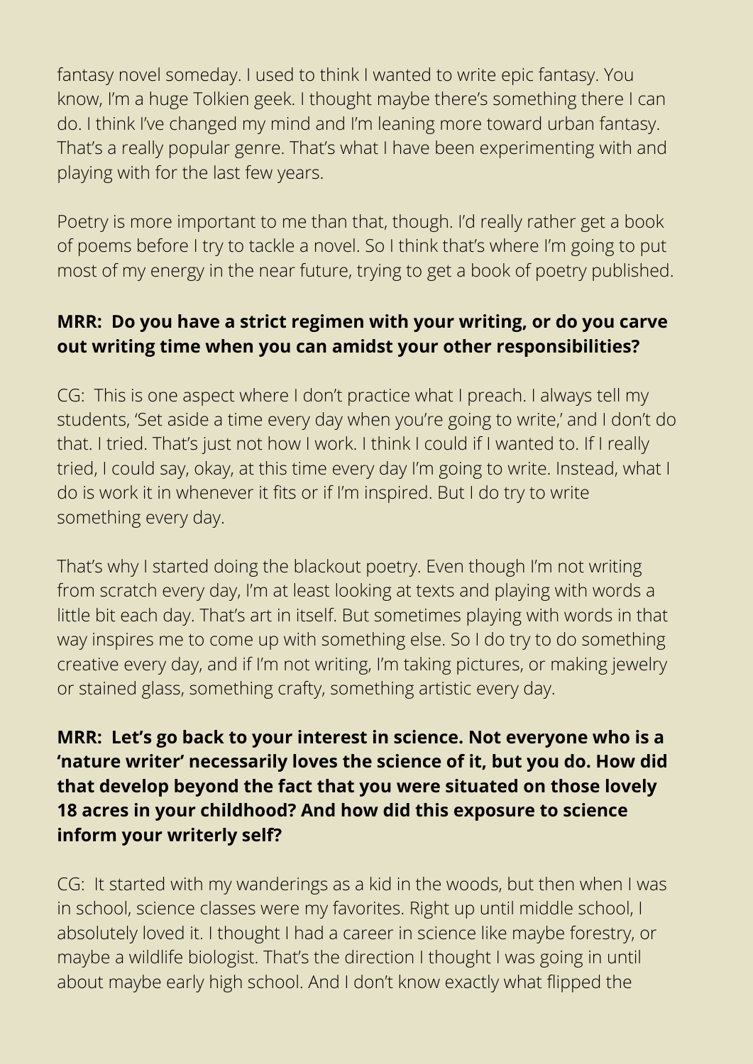fantasy novel someday. I used to think I wanted to write epic fantasy. You know, I'm a huge Tolkien geek. I thought maybe there's something there I can do. I think I've changed my mind and I'm leaning more toward urban fantasy. That's a really popular genre. That's what I have been experimenting with and playing with for the last few years.

Poetry is more important to me than that, though. I'd really rather get a book of poems before I try to tackle a novel. So I think that's where I'm going to put most of my energy in the near future, trying to get a book of poetry published.

**MRR: Do you have a strict regimen with your writing, or do you carve out writing time when you can amidst your other responsibilities?**

CG: This is one aspect where I don't practice what I preach. I always tell my students, 'Set aside a time every day when you're going to write,' and I don't do that. I tried. That's just not how I work. I think I could if I wanted to. If I really tried, I could say, okay, at this time every day I'm going to write. Instead, what I do is work it in whenever it fits or if I'm inspired. But I do try to write something every day.

That's why I started doing the blackout poetry. Even though I'm not writing from scratch every day, I'm at least looking at texts and playing with words a little bit each day. That's art in itself. But sometimes playing with words in that way inspires me to come up with something else. So I do try to do something creative every day, and if I'm not writing, I'm taking pictures, or making jewelry or stained glass, something crafty, something artistic every day.

**MRR: Let's go back to your interest in science. Not everyone who is a 'nature writer' necessarily loves the science of it, but you do. How did that develop beyond the fact that you were situated on those lovely 18 acres in your childhood? And how did this exposure to science inform your writerly self?**

CG: It started with my wanderings as a kid in the woods, but then when I was in school, science classes were my favorites. Right up until middle school, I absolutely loved it. I thought I had a career in science like maybe forestry, or maybe a wildlife biologist. That's the direction I thought I was going in until about maybe early high school. And I don't know exactly what flipped the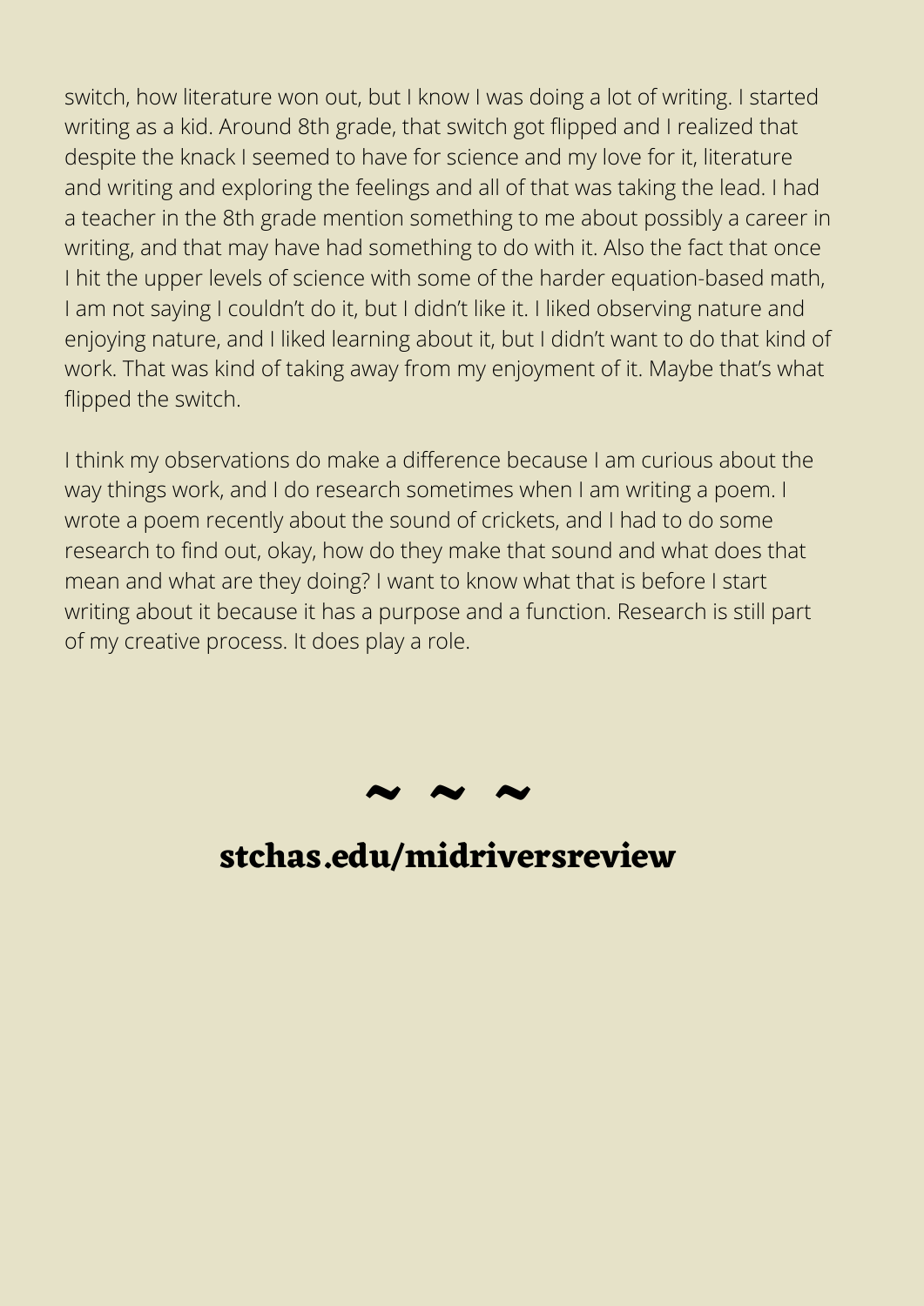switch, how literature won out, but I know I was doing a lot of writing. I started writing as a kid. Around 8th grade, that switch got flipped and I realized that despite the knack I seemed to have for science and my love for it, literature and writing and exploring the feelings and all of that was taking the lead. I had a teacher in the 8th grade mention something to me about possibly a career in writing, and that may have had something to do with it. Also the fact that once I hit the upper levels of science with some of the harder equation-based math, I am not saying I couldn't do it, but I didn't like it. I liked observing nature and enjoying nature, and I liked learning about it, but I didn't want to do that kind of work. That was kind of taking away from my enjoyment of it. Maybe that's what flipped the switch.

I think my observations do make a difference because I am curious about the way things work, and I do research sometimes when I am writing a poem. I wrote a poem recently about the sound of crickets, and I had to do some research to find out, okay, how do they make that sound and what does that mean and what are they doing? I want to know what that is before I start writing about it because it has a purpose and a function. Research is still part of my creative process. It does play a role.

~ ~ ~

**stchas.edu/midriversreview**